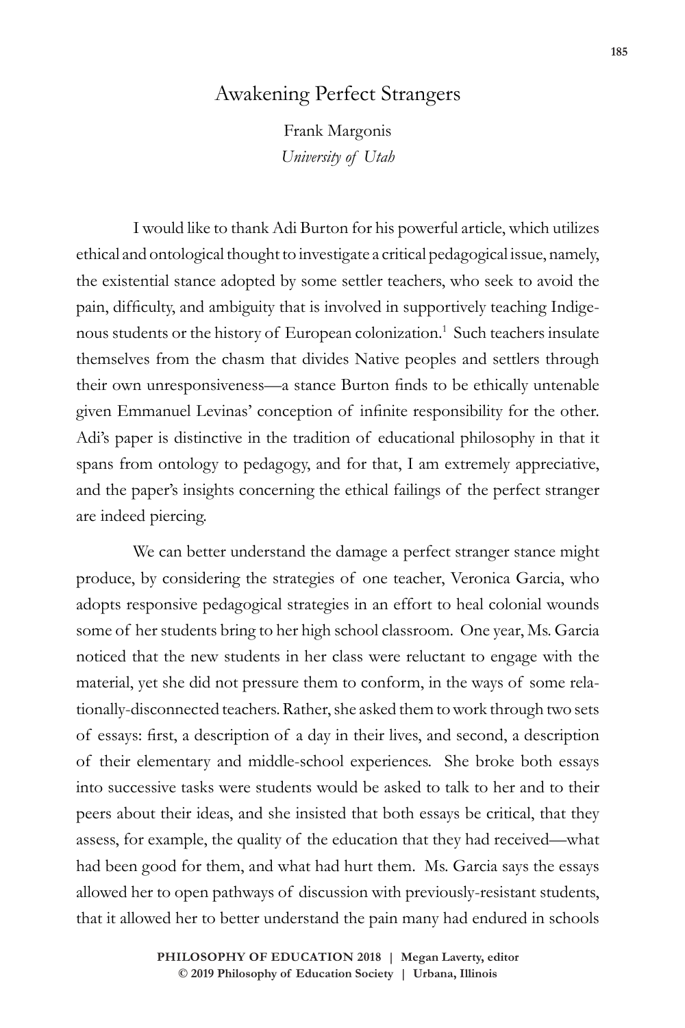# Awakening Perfect Strangers

Frank Margonis
*University of Utah*

I would like to thank Adi Burton for his powerful article, which utilizes ethical and ontological thought to investigate a critical pedagogical issue, namely, the existential stance adopted by some settler teachers, who seek to avoid the pain, difficulty, and ambiguity that is involved in supportively teaching Indigenous students or the history of European colonization.[1] Such teachers insulate themselves from the chasm that divides Native peoples and settlers through their own unresponsiveness—a stance Burton finds to be ethically untenable given Emmanuel Levinas' conception of infinite responsibility for the other. Adi's paper is distinctive in the tradition of educational philosophy in that it spans from ontology to pedagogy, and for that, I am extremely appreciative, and the paper's insights concerning the ethical failings of the perfect stranger are indeed piercing.

We can better understand the damage a perfect stranger stance might produce, by considering the strategies of one teacher, Veronica Garcia, who adopts responsive pedagogical strategies in an effort to heal colonial wounds some of her students bring to her high school classroom. One year, Ms. Garcia noticed that the new students in her class were reluctant to engage with the material, yet she did not pressure them to conform, in the ways of some relationally-disconnected teachers. Rather, she asked them to work through two sets of essays: first, a description of a day in their lives, and second, a description of their elementary and middle-school experiences. She broke both essays into successive tasks were students would be asked to talk to her and to their peers about their ideas, and she insisted that both essays be critical, that they assess, for example, the quality of the education that they had received—what had been good for them, and what had hurt them. Ms. Garcia says the essays allowed her to open pathways of discussion with previously-resistant students, that it allowed her to better understand the pain many had endured in schools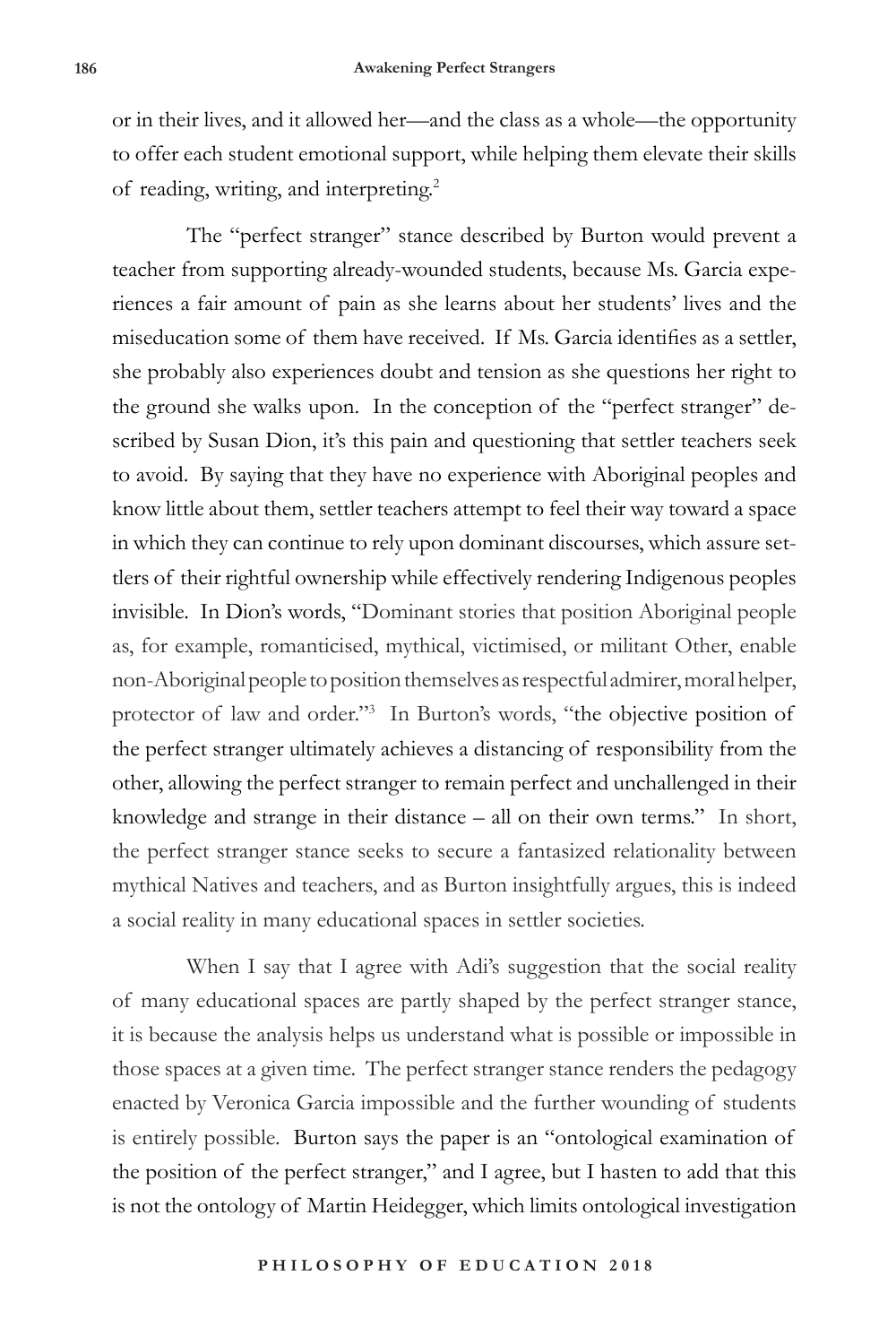or in their lives, and it allowed her—and the class as a whole—the opportunity to offer each student emotional support, while helping them elevate their skills of reading, writing, and interpreting.[2]

The "perfect stranger" stance described by Burton would prevent a teacher from supporting already-wounded students, because Ms. Garcia experiences a fair amount of pain as she learns about her students' lives and the miseducation some of them have received. If Ms. Garcia identifies as a settler, she probably also experiences doubt and tension as she questions her right to the ground she walks upon. In the conception of the "perfect stranger" described by Susan Dion, it's this pain and questioning that settler teachers seek to avoid. By saying that they have no experience with Aboriginal peoples and know little about them, settler teachers attempt to feel their way toward a space in which they can continue to rely upon dominant discourses, which assure settlers of their rightful ownership while effectively rendering Indigenous peoples invisible. In Dion's words, "Dominant stories that position Aboriginal people as, for example, romanticised, mythical, victimised, or militant Other, enable non-Aboriginal people to position themselves as respectful admirer, moral helper, protector of law and order."[3] In Burton's words, "the objective position of the perfect stranger ultimately achieves a distancing of responsibility from the other, allowing the perfect stranger to remain perfect and unchallenged in their knowledge and strange in their distance – all on their own terms." In short, the perfect stranger stance seeks to secure a fantasized relationality between mythical Natives and teachers, and as Burton insightfully argues, this is indeed a social reality in many educational spaces in settler societies.

When I say that I agree with Adi's suggestion that the social reality of many educational spaces are partly shaped by the perfect stranger stance, it is because the analysis helps us understand what is possible or impossible in those spaces at a given time. The perfect stranger stance renders the pedagogy enacted by Veronica Garcia impossible and the further wounding of students is entirely possible. Burton says the paper is an "ontological examination of the position of the perfect stranger," and I agree, but I hasten to add that this is not the ontology of Martin Heidegger, which limits ontological investigation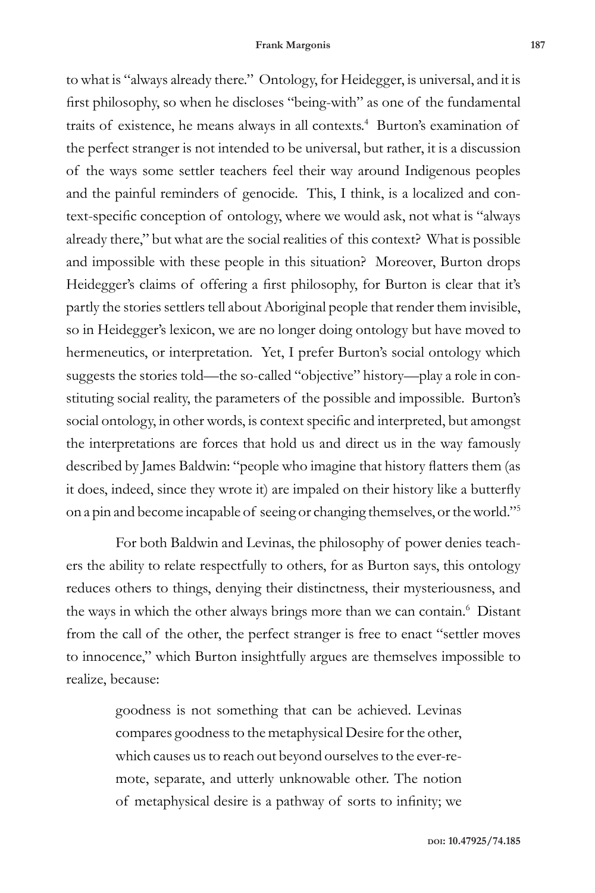to what is "always already there." Ontology, for Heidegger, is universal, and it is first philosophy, so when he discloses "being-with" as one of the fundamental traits of existence, he means always in all contexts.[4] Burton's examination of the perfect stranger is not intended to be universal, but rather, it is a discussion of the ways some settler teachers feel their way around Indigenous peoples and the painful reminders of genocide. This, I think, is a localized and context-specific conception of ontology, where we would ask, not what is "always already there," but what are the social realities of this context? What is possible and impossible with these people in this situation? Moreover, Burton drops Heidegger's claims of offering a first philosophy, for Burton is clear that it's partly the stories settlers tell about Aboriginal people that render them invisible, so in Heidegger's lexicon, we are no longer doing ontology but have moved to hermeneutics, or interpretation. Yet, I prefer Burton's social ontology which suggests the stories told—the so-called "objective" history—play a role in constituting social reality, the parameters of the possible and impossible. Burton's social ontology, in other words, is context specific and interpreted, but amongst the interpretations are forces that hold us and direct us in the way famously described by James Baldwin: "people who imagine that history flatters them (as it does, indeed, since they wrote it) are impaled on their history like a butterfly on a pin and become incapable of seeing or changing themselves, or the world."[5]

For both Baldwin and Levinas, the philosophy of power denies teachers the ability to relate respectfully to others, for as Burton says, this ontology reduces others to things, denying their distinctness, their mysteriousness, and the ways in which the other always brings more than we can contain.[6] Distant from the call of the other, the perfect stranger is free to enact "settler moves to innocence," which Burton insightfully argues are themselves impossible to realize, because:

> goodness is not something that can be achieved. Levinas compares goodness to the metaphysical Desire for the other, which causes us to reach out beyond ourselves to the ever-remote, separate, and utterly unknowable other. The notion of metaphysical desire is a pathway of sorts to infinity; we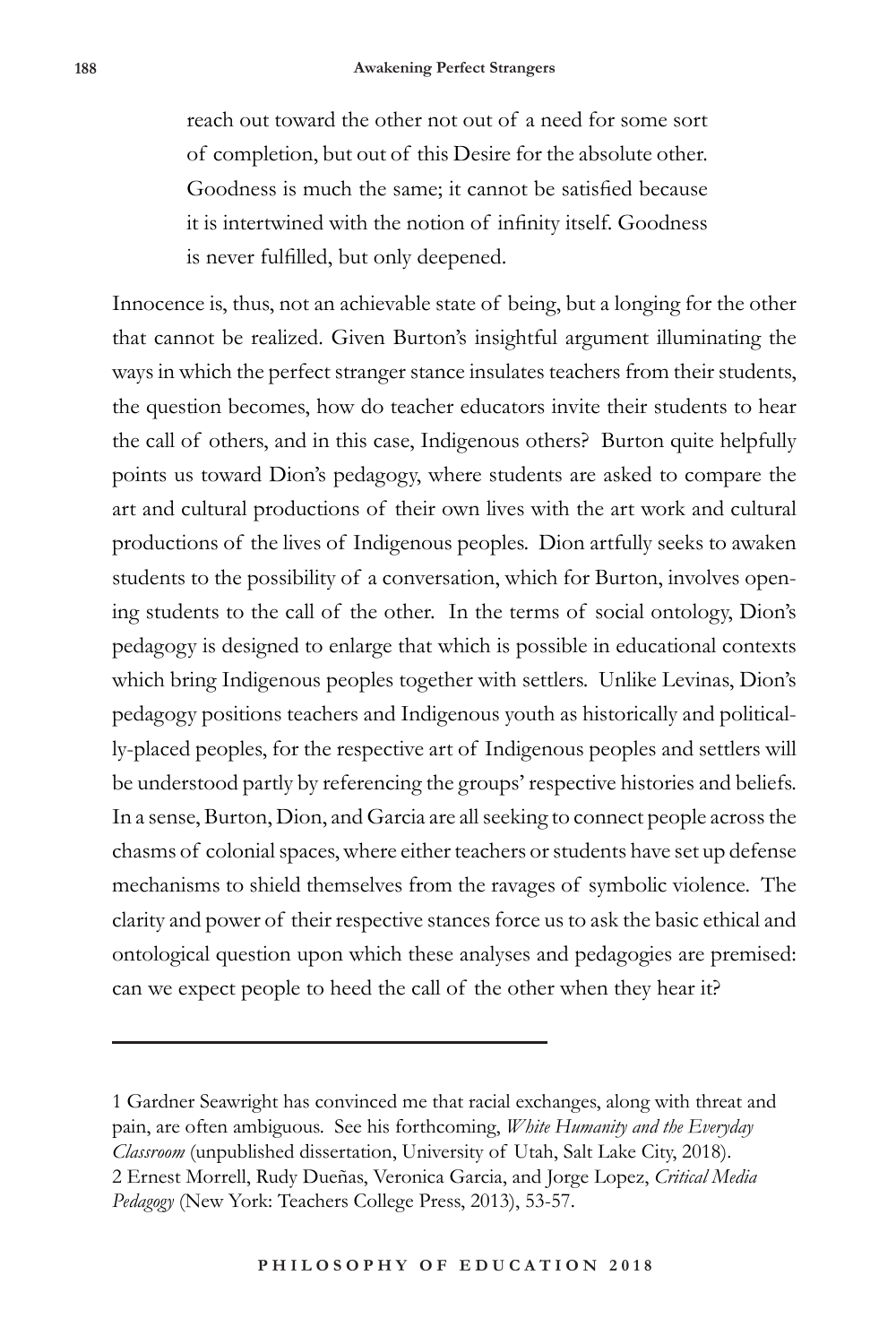> reach out toward the other not out of a need for some sort of completion, but out of this Desire for the absolute other. Goodness is much the same; it cannot be satisfied because it is intertwined with the notion of infinity itself. Goodness is never fulfilled, but only deepened.

Innocence is, thus, not an achievable state of being, but a longing for the other that cannot be realized. Given Burton's insightful argument illuminating the ways in which the perfect stranger stance insulates teachers from their students, the question becomes, how do teacher educators invite their students to hear the call of others, and in this case, Indigenous others? Burton quite helpfully points us toward Dion's pedagogy, where students are asked to compare the art and cultural productions of their own lives with the art work and cultural productions of the lives of Indigenous peoples. Dion artfully seeks to awaken students to the possibility of a conversation, which for Burton, involves opening students to the call of the other. In the terms of social ontology, Dion's pedagogy is designed to enlarge that which is possible in educational contexts which bring Indigenous peoples together with settlers. Unlike Levinas, Dion's pedagogy positions teachers and Indigenous youth as historically and politically-placed peoples, for the respective art of Indigenous peoples and settlers will be understood partly by referencing the groups' respective histories and beliefs. In a sense, Burton, Dion, and Garcia are all seeking to connect people across the chasms of colonial spaces, where either teachers or students have set up defense mechanisms to shield themselves from the ravages of symbolic violence. The clarity and power of their respective stances force us to ask the basic ethical and ontological question upon which these analyses and pedagogies are premised: can we expect people to heed the call of the other when they hear it?

---

1 Gardner Seawright has convinced me that racial exchanges, along with threat and pain, are often ambiguous. See his forthcoming, *White Humanity and the Everyday Classroom* (unpublished dissertation, University of Utah, Salt Lake City, 2018).

2 Ernest Morrell, Rudy Dueñas, Veronica Garcia, and Jorge Lopez, *Critical Media Pedagogy* (New York: Teachers College Press, 2013), 53-57.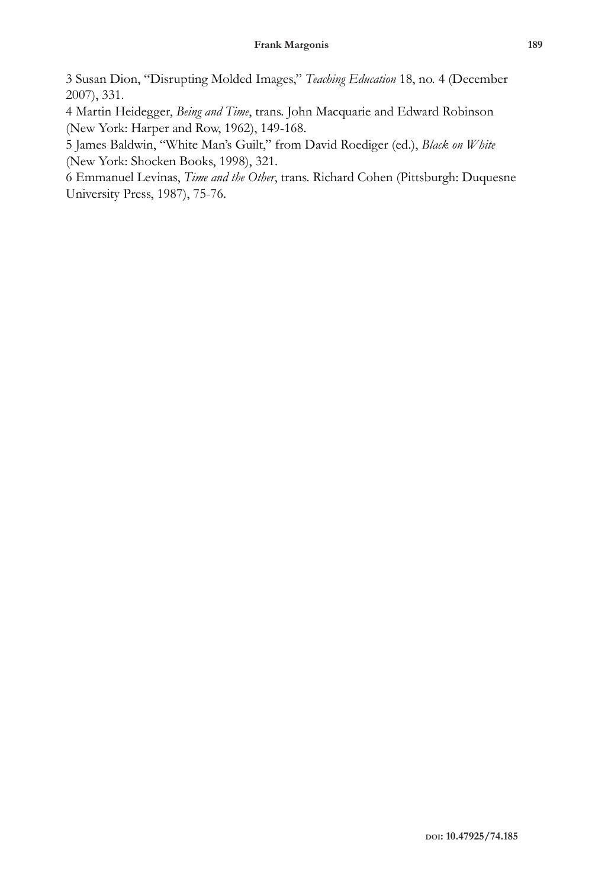3 Susan Dion, "Disrupting Molded Images," *Teaching Education* 18, no. 4 (December 2007), 331.

4 Martin Heidegger, *Being and Time*, trans. John Macquarie and Edward Robinson (New York: Harper and Row, 1962), 149-168.

5 James Baldwin, "White Man's Guilt," from David Roediger (ed.), *Black on White* (New York: Shocken Books, 1998), 321.

6 Emmanuel Levinas, *Time and the Other*, trans. Richard Cohen (Pittsburgh: Duquesne University Press, 1987), 75-76.